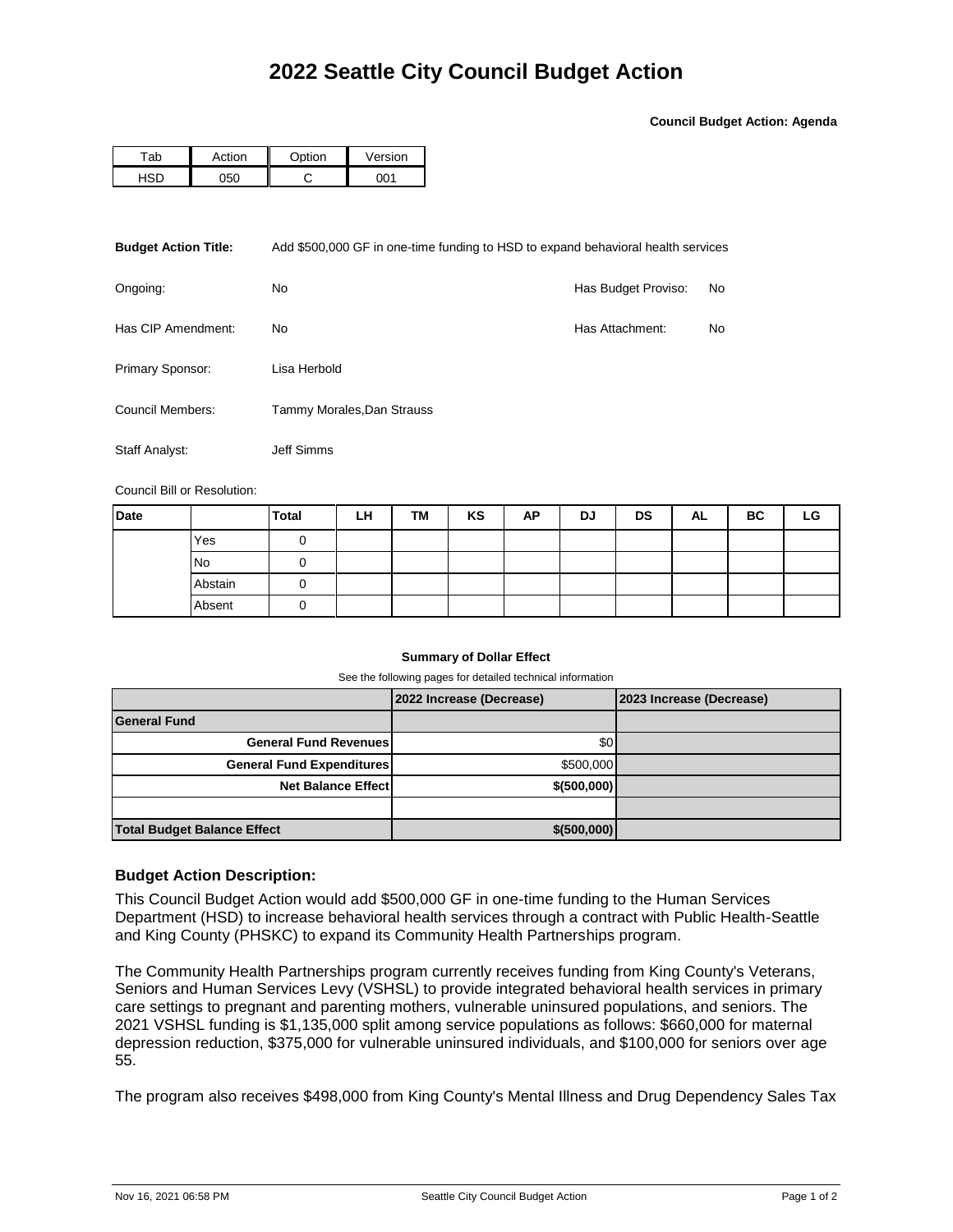# 2022 Seattle City Council Budget Action

**Council Budget Action: Agenda**

| Tab | Action | Option | Version |
|---|---|---|---|
| HSD | 050 | C | 001 |

**Budget Action Title:** Add $500,000 GF in one-time funding to HSD to expand behavioral health services

Ongoing: No

Has Budget Proviso: No

Has CIP Amendment: No

Has Attachment: No

Primary Sponsor: Lisa Herbold

Council Members: Tammy Morales,Dan Strauss

Staff Analyst: Jeff Simms

Council Bill or Resolution:

| Date | | Total | LH | TM | KS | AP | DJ | DS | AL | BC | LG |
|---|---|---|---|---|---|---|---|---|---|---|---|
| | Yes | 0 | | | | | | | | | |
| | No | 0 | | | | | | | | | |
| | Abstain | 0 | | | | | | | | | |
| | Absent | 0 | | | | | | | | | |

**Summary of Dollar Effect**

See the following pages for detailed technical information

| | 2022 Increase (Decrease) | 2023 Increase (Decrease) |
|---|---|---|
| **General Fund** | | |
| **General Fund Revenues** | $0 | |
| **General Fund Expenditures** | $500,000 | |
| **Net Balance Effect** | **$(500,000)** | |
| | | |
| **Total Budget Balance Effect** | **$(500,000)** | |

### Budget Action Description:

This Council Budget Action would add $500,000 GF in one-time funding to the Human Services Department (HSD) to increase behavioral health services through a contract with Public Health-Seattle and King County (PHSKC) to expand its Community Health Partnerships program.

The Community Health Partnerships program currently receives funding from King County's Veterans, Seniors and Human Services Levy (VSHSL) to provide integrated behavioral health services in primary care settings to pregnant and parenting mothers, vulnerable uninsured populations, and seniors. The 2021 VSHSL funding is $1,135,000 split among service populations as follows: $660,000 for maternal depression reduction, $375,000 for vulnerable uninsured individuals, and $100,000 for seniors over age 55.

The program also receives $498,000 from King County's Mental Illness and Drug Dependency Sales Tax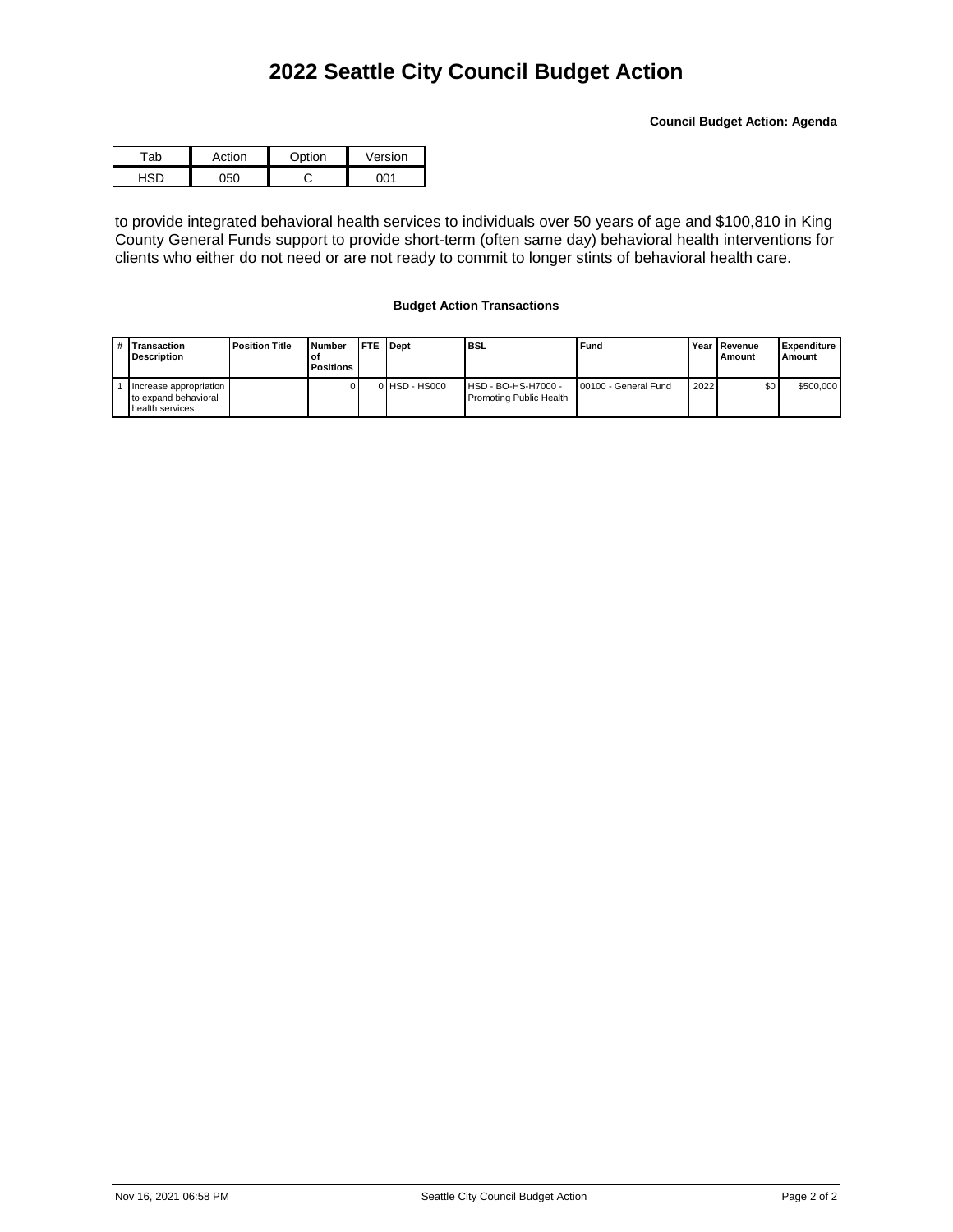# 2022 Seattle City Council Budget Action

**Council Budget Action: Agenda**

| Tab | Action | Option | Version |
|---|---|---|---|
| HSD | 050 | C | 001 |

to provide integrated behavioral health services to individuals over 50 years of age and $100,810 in King County General Funds support to provide short-term (often same day) behavioral health interventions for clients who either do not need or are not ready to commit to longer stints of behavioral health care.

**Budget Action Transactions**

| # | Transaction Description | Position Title | Number of Positions | FTE | Dept | BSL | Fund | Year | Revenue Amount | Expenditure Amount |
|---|---|---|---|---|---|---|---|---|---|---|
| 1 | Increase appropriation to expand behavioral health services | | 0 | 0 | HSD - HS000 | HSD - BO-HS-H7000 - Promoting Public Health | 00100 - General Fund | 2022 | $0 | $500,000 |